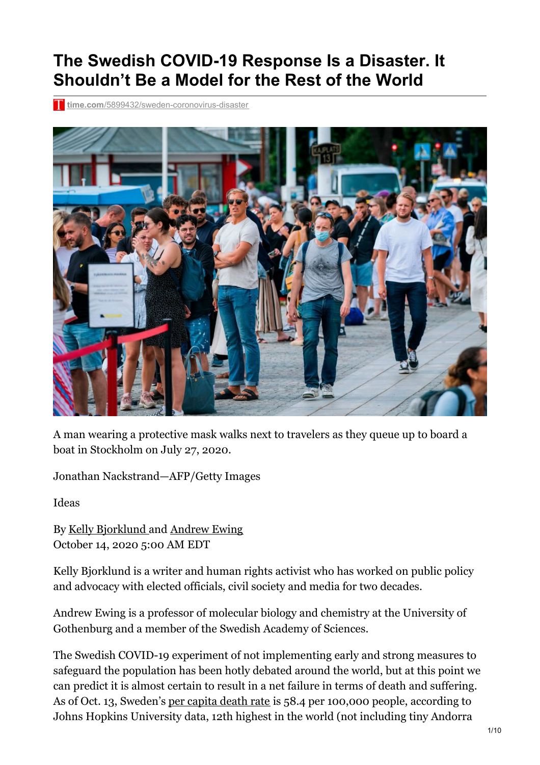# The Swedish COVID-19 Response Is a Disaster. It Shouldn't Be a Model for the Rest of the World

time.com/5899432/sweden-coronovirus-disaster

A man wearing a protective mask walks next to travelers as they queue up to board a boat in Stockholm on July 27, 2020.

Jonathan Nackstrand—AFP/Getty Images

Ideas

By Kelly Bjorklund and Andrew Ewing
October 14, 2020 5:00 AM EDT

Kelly Bjorklund is a writer and human rights activist who has worked on public policy and advocacy with elected officials, civil society and media for two decades.

Andrew Ewing is a professor of molecular biology and chemistry at the University of Gothenburg and a member of the Swedish Academy of Sciences.

The Swedish COVID-19 experiment of not implementing early and strong measures to safeguard the population has been hotly debated around the world, but at this point we can predict it is almost certain to result in a net failure in terms of death and suffering. As of Oct. 13, Sweden's per capita death rate is 58.4 per 100,000 people, according to Johns Hopkins University data, 12th highest in the world (not including tiny Andorra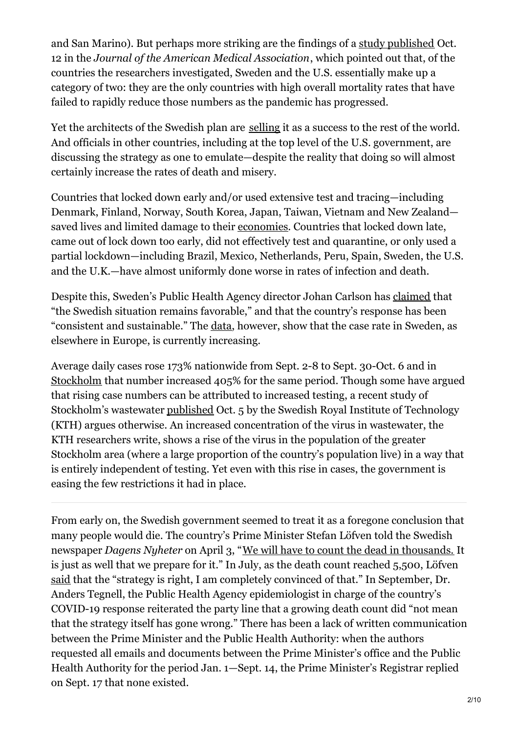and San Marino). But perhaps more striking are the findings of a study published Oct. 12 in the *Journal of the American Medical Association*, which pointed out that, of the countries the researchers investigated, Sweden and the U.S. essentially make up a category of two: they are the only countries with high overall mortality rates that have failed to rapidly reduce those numbers as the pandemic has progressed.

Yet the architects of the Swedish plan are selling it as a success to the rest of the world. And officials in other countries, including at the top level of the U.S. government, are discussing the strategy as one to emulate—despite the reality that doing so will almost certainly increase the rates of death and misery.

Countries that locked down early and/or used extensive test and tracing—including Denmark, Finland, Norway, South Korea, Japan, Taiwan, Vietnam and New Zealand—saved lives and limited damage to their economies. Countries that locked down late, came out of lock down too early, did not effectively test and quarantine, or only used a partial lockdown—including Brazil, Mexico, Netherlands, Peru, Spain, Sweden, the U.S. and the U.K.—have almost uniformly done worse in rates of infection and death.

Despite this, Sweden's Public Health Agency director Johan Carlson has claimed that "the Swedish situation remains favorable," and that the country's response has been "consistent and sustainable." The data, however, show that the case rate in Sweden, as elsewhere in Europe, is currently increasing.

Average daily cases rose 173% nationwide from Sept. 2-8 to Sept. 30-Oct. 6 and in Stockholm that number increased 405% for the same period. Though some have argued that rising case numbers can be attributed to increased testing, a recent study of Stockholm's wastewater published Oct. 5 by the Swedish Royal Institute of Technology (KTH) argues otherwise. An increased concentration of the virus in wastewater, the KTH researchers write, shows a rise of the virus in the population of the greater Stockholm area (where a large proportion of the country's population live) in a way that is entirely independent of testing. Yet even with this rise in cases, the government is easing the few restrictions it had in place.

---

From early on, the Swedish government seemed to treat it as a foregone conclusion that many people would die. The country's Prime Minister Stefan Löfven told the Swedish newspaper *Dagens Nyheter* on April 3, "We will have to count the dead in thousands. It is just as well that we prepare for it." In July, as the death count reached 5,500, Löfven said that the "strategy is right, I am completely convinced of that." In September, Dr. Anders Tegnell, the Public Health Agency epidemiologist in charge of the country's COVID-19 response reiterated the party line that a growing death count did "not mean that the strategy itself has gone wrong." There has been a lack of written communication between the Prime Minister and the Public Health Authority: when the authors requested all emails and documents between the Prime Minister's office and the Public Health Authority for the period Jan. 1—Sept. 14, the Prime Minister's Registrar replied on Sept. 17 that none existed.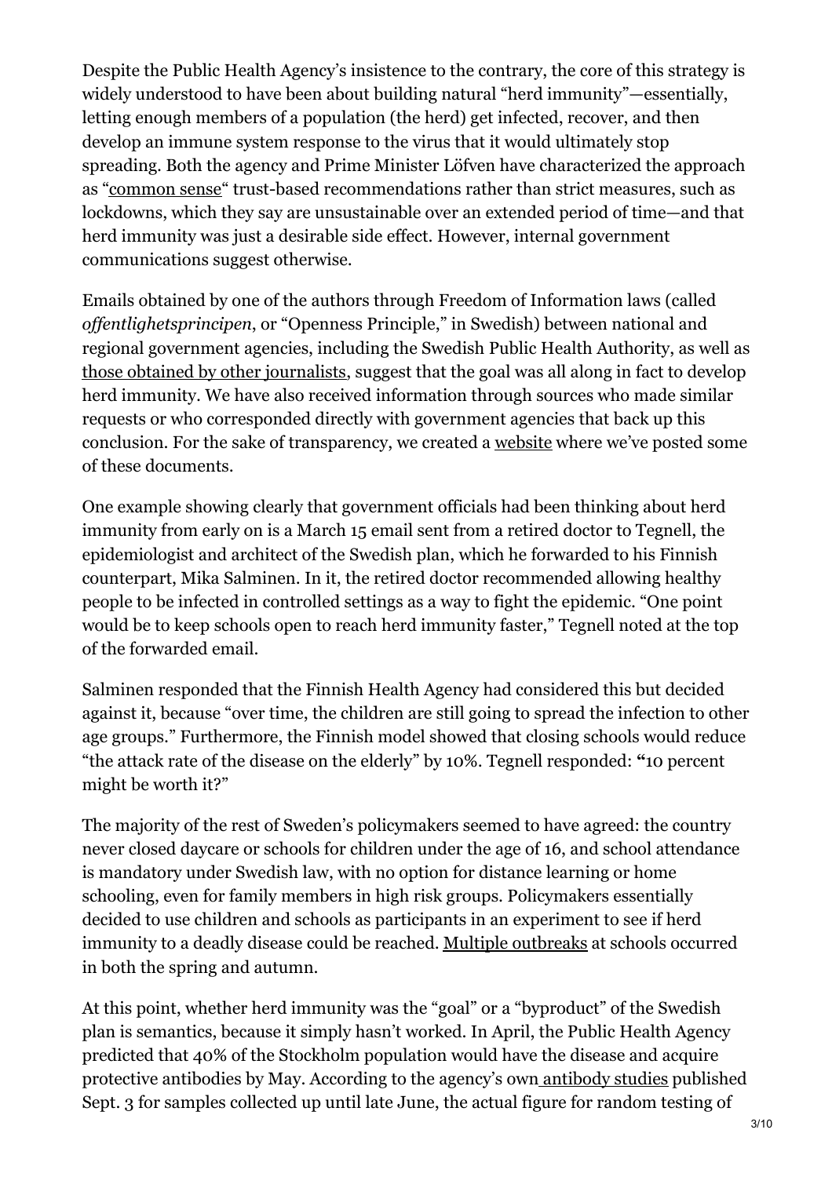Despite the Public Health Agency's insistence to the contrary, the core of this strategy is widely understood to have been about building natural "herd immunity"—essentially, letting enough members of a population (the herd) get infected, recover, and then develop an immune system response to the virus that it would ultimately stop spreading. Both the agency and Prime Minister Löfven have characterized the approach as "common sense" trust-based recommendations rather than strict measures, such as lockdowns, which they say are unsustainable over an extended period of time—and that herd immunity was just a desirable side effect. However, internal government communications suggest otherwise.

Emails obtained by one of the authors through Freedom of Information laws (called *offentlighetsprincipen*, or "Openness Principle," in Swedish) between national and regional government agencies, including the Swedish Public Health Authority, as well as those obtained by other journalists, suggest that the goal was all along in fact to develop herd immunity. We have also received information through sources who made similar requests or who corresponded directly with government agencies that back up this conclusion. For the sake of transparency, we created a website where we've posted some of these documents.

One example showing clearly that government officials had been thinking about herd immunity from early on is a March 15 email sent from a retired doctor to Tegnell, the epidemiologist and architect of the Swedish plan, which he forwarded to his Finnish counterpart, Mika Salminen. In it, the retired doctor recommended allowing healthy people to be infected in controlled settings as a way to fight the epidemic. "One point would be to keep schools open to reach herd immunity faster," Tegnell noted at the top of the forwarded email.

Salminen responded that the Finnish Health Agency had considered this but decided against it, because "over time, the children are still going to spread the infection to other age groups." Furthermore, the Finnish model showed that closing schools would reduce "the attack rate of the disease on the elderly" by 10%. Tegnell responded: **"**10 percent might be worth it?"

The majority of the rest of Sweden's policymakers seemed to have agreed: the country never closed daycare or schools for children under the age of 16, and school attendance is mandatory under Swedish law, with no option for distance learning or home schooling, even for family members in high risk groups. Policymakers essentially decided to use children and schools as participants in an experiment to see if herd immunity to a deadly disease could be reached. Multiple outbreaks at schools occurred in both the spring and autumn.

At this point, whether herd immunity was the "goal" or a "byproduct" of the Swedish plan is semantics, because it simply hasn't worked. In April, the Public Health Agency predicted that 40% of the Stockholm population would have the disease and acquire protective antibodies by May. According to the agency's own antibody studies published Sept. 3 for samples collected up until late June, the actual figure for random testing of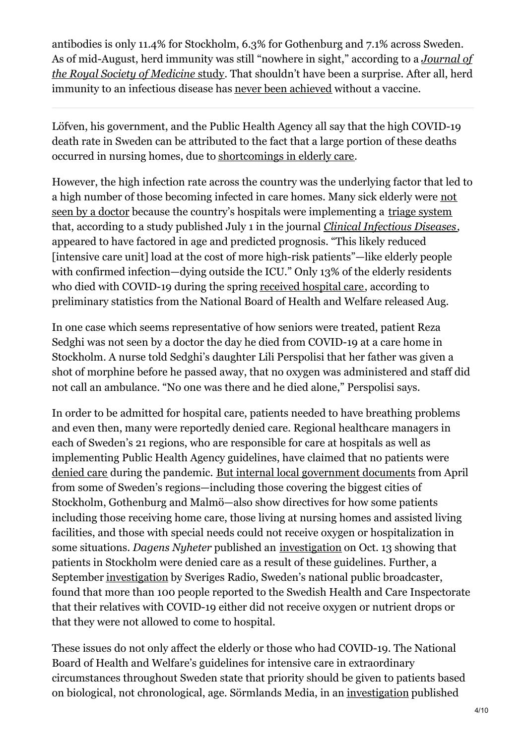antibodies is only 11.4% for Stockholm, 6.3% for Gothenburg and 7.1% across Sweden. As of mid-August, herd immunity was still "nowhere in sight," according to a *Journal of the Royal Society of Medicine* study. That shouldn't have been a surprise. After all, herd immunity to an infectious disease has never been achieved without a vaccine.

---

Löfven, his government, and the Public Health Agency all say that the high COVID-19 death rate in Sweden can be attributed to the fact that a large portion of these deaths occurred in nursing homes, due to shortcomings in elderly care.

However, the high infection rate across the country was the underlying factor that led to a high number of those becoming infected in care homes. Many sick elderly were not seen by a doctor because the country's hospitals were implementing a triage system that, according to a study published July 1 in the journal *Clinical Infectious Diseases*, appeared to have factored in age and predicted prognosis. "This likely reduced [intensive care unit] load at the cost of more high-risk patients"—like elderly people with confirmed infection—dying outside the ICU." Only 13% of the elderly residents who died with COVID-19 during the spring received hospital care, according to preliminary statistics from the National Board of Health and Welfare released Aug.

In one case which seems representative of how seniors were treated, patient Reza Sedghi was not seen by a doctor the day he died from COVID-19 at a care home in Stockholm. A nurse told Sedghi's daughter Lili Perspolisi that her father was given a shot of morphine before he passed away, that no oxygen was administered and staff did not call an ambulance. "No one was there and he died alone," Perspolisi says.

In order to be admitted for hospital care, patients needed to have breathing problems and even then, many were reportedly denied care. Regional healthcare managers in each of Sweden's 21 regions, who are responsible for care at hospitals as well as implementing Public Health Agency guidelines, have claimed that no patients were denied care during the pandemic. But internal local government documents from April from some of Sweden's regions—including those covering the biggest cities of Stockholm, Gothenburg and Malmö—also show directives for how some patients including those receiving home care, those living at nursing homes and assisted living facilities, and those with special needs could not receive oxygen or hospitalization in some situations. *Dagens Nyheter* published an investigation on Oct. 13 showing that patients in Stockholm were denied care as a result of these guidelines. Further, a September investigation by Sveriges Radio, Sweden's national public broadcaster, found that more than 100 people reported to the Swedish Health and Care Inspectorate that their relatives with COVID-19 either did not receive oxygen or nutrient drops or that they were not allowed to come to hospital.

These issues do not only affect the elderly or those who had COVID-19. The National Board of Health and Welfare's guidelines for intensive care in extraordinary circumstances throughout Sweden state that priority should be given to patients based on biological, not chronological, age. Sörmlands Media, in an investigation published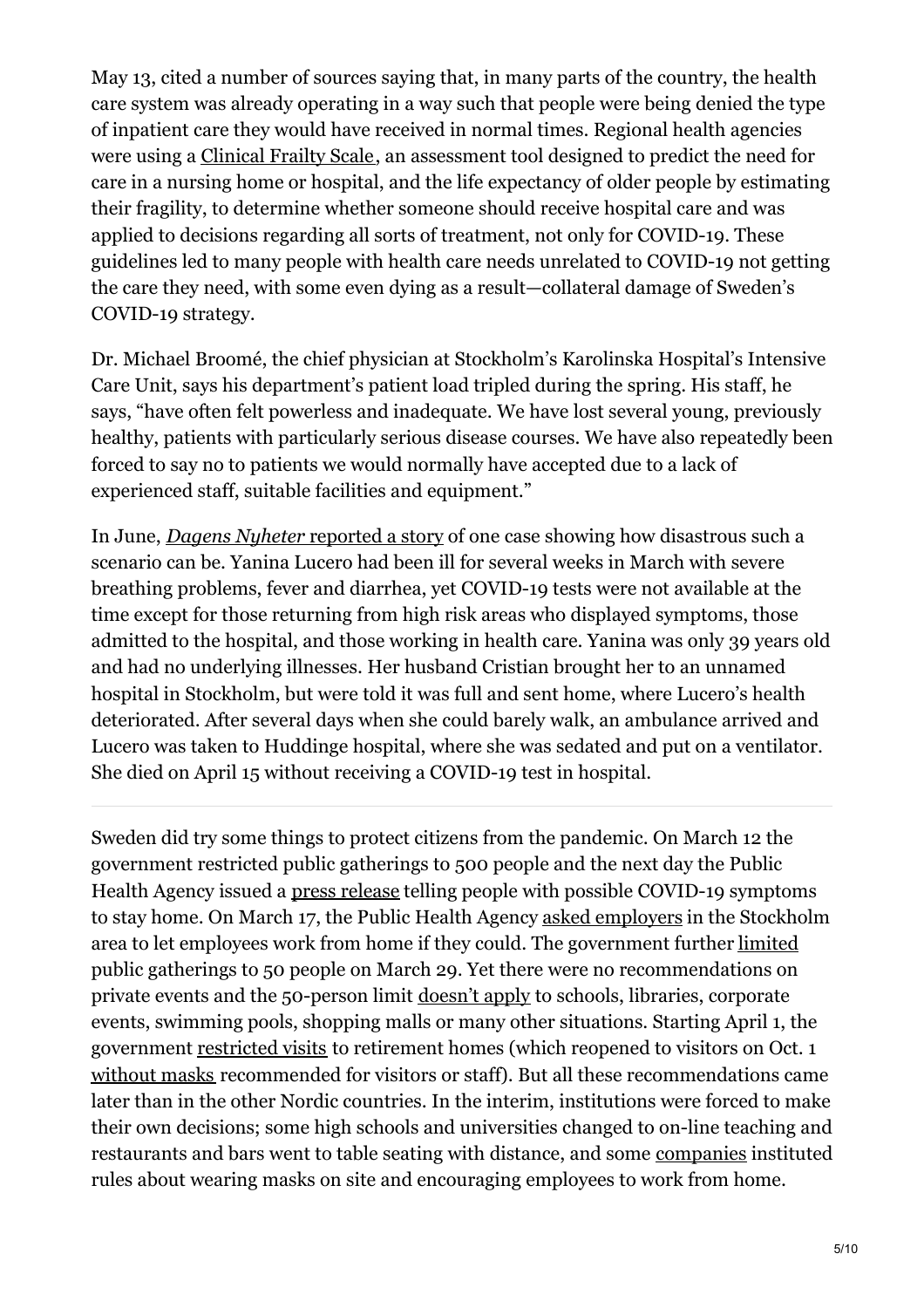May 13, cited a number of sources saying that, in many parts of the country, the health care system was already operating in a way such that people were being denied the type of inpatient care they would have received in normal times. Regional health agencies were using a Clinical Frailty Scale, an assessment tool designed to predict the need for care in a nursing home or hospital, and the life expectancy of older people by estimating their fragility, to determine whether someone should receive hospital care and was applied to decisions regarding all sorts of treatment, not only for COVID-19. These guidelines led to many people with health care needs unrelated to COVID-19 not getting the care they need, with some even dying as a result—collateral damage of Sweden's COVID-19 strategy.

Dr. Michael Broomé, the chief physician at Stockholm's Karolinska Hospital's Intensive Care Unit, says his department's patient load tripled during the spring. His staff, he says, "have often felt powerless and inadequate. We have lost several young, previously healthy, patients with particularly serious disease courses. We have also repeatedly been forced to say no to patients we would normally have accepted due to a lack of experienced staff, suitable facilities and equipment."

In June, *Dagens Nyheter* reported a story of one case showing how disastrous such a scenario can be. Yanina Lucero had been ill for several weeks in March with severe breathing problems, fever and diarrhea, yet COVID-19 tests were not available at the time except for those returning from high risk areas who displayed symptoms, those admitted to the hospital, and those working in health care. Yanina was only 39 years old and had no underlying illnesses. Her husband Cristian brought her to an unnamed hospital in Stockholm, but were told it was full and sent home, where Lucero's health deteriorated. After several days when she could barely walk, an ambulance arrived and Lucero was taken to Huddinge hospital, where she was sedated and put on a ventilator. She died on April 15 without receiving a COVID-19 test in hospital.

---

Sweden did try some things to protect citizens from the pandemic. On March 12 the government restricted public gatherings to 500 people and the next day the Public Health Agency issued a press release telling people with possible COVID-19 symptoms to stay home. On March 17, the Public Health Agency asked employers in the Stockholm area to let employees work from home if they could. The government further limited public gatherings to 50 people on March 29. Yet there were no recommendations on private events and the 50-person limit doesn't apply to schools, libraries, corporate events, swimming pools, shopping malls or many other situations. Starting April 1, the government restricted visits to retirement homes (which reopened to visitors on Oct. 1 without masks recommended for visitors or staff). But all these recommendations came later than in the other Nordic countries. In the interim, institutions were forced to make their own decisions; some high schools and universities changed to on-line teaching and restaurants and bars went to table seating with distance, and some companies instituted rules about wearing masks on site and encouraging employees to work from home.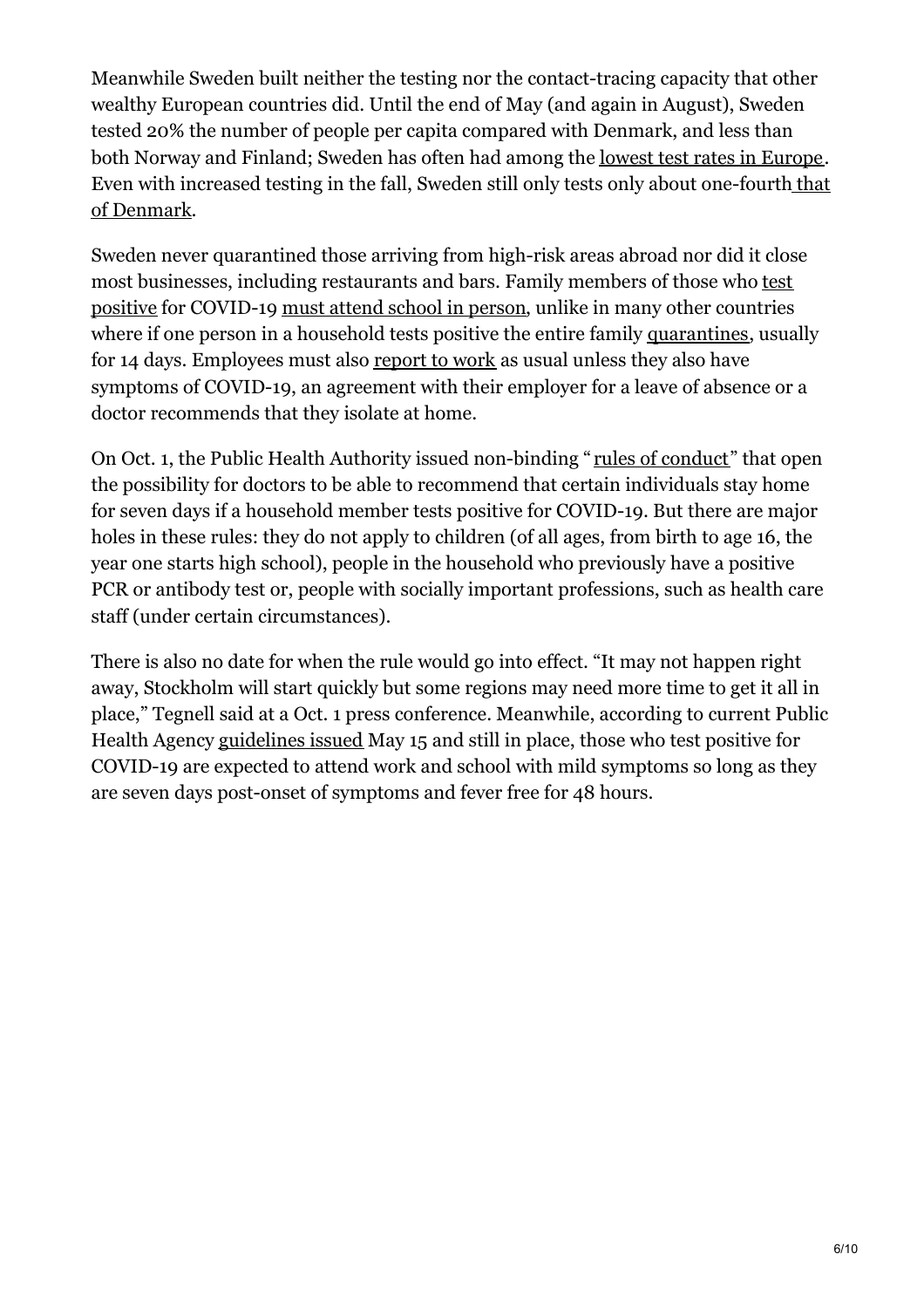Meanwhile Sweden built neither the testing nor the contact-tracing capacity that other wealthy European countries did. Until the end of May (and again in August), Sweden tested 20% the number of people per capita compared with Denmark, and less than both Norway and Finland; Sweden has often had among the lowest test rates in Europe. Even with increased testing in the fall, Sweden still only tests only about one-fourth that of Denmark.

Sweden never quarantined those arriving from high-risk areas abroad nor did it close most businesses, including restaurants and bars. Family members of those who test positive for COVID-19 must attend school in person, unlike in many other countries where if one person in a household tests positive the entire family quarantines, usually for 14 days. Employees must also report to work as usual unless they also have symptoms of COVID-19, an agreement with their employer for a leave of absence or a doctor recommends that they isolate at home.

On Oct. 1, the Public Health Authority issued non-binding "rules of conduct" that open the possibility for doctors to be able to recommend that certain individuals stay home for seven days if a household member tests positive for COVID-19. But there are major holes in these rules: they do not apply to children (of all ages, from birth to age 16, the year one starts high school), people in the household who previously have a positive PCR or antibody test or, people with socially important professions, such as health care staff (under certain circumstances).

There is also no date for when the rule would go into effect. "It may not happen right away, Stockholm will start quickly but some regions may need more time to get it all in place," Tegnell said at a Oct. 1 press conference. Meanwhile, according to current Public Health Agency guidelines issued May 15 and still in place, those who test positive for COVID-19 are expected to attend work and school with mild symptoms so long as they are seven days post-onset of symptoms and fever free for 48 hours.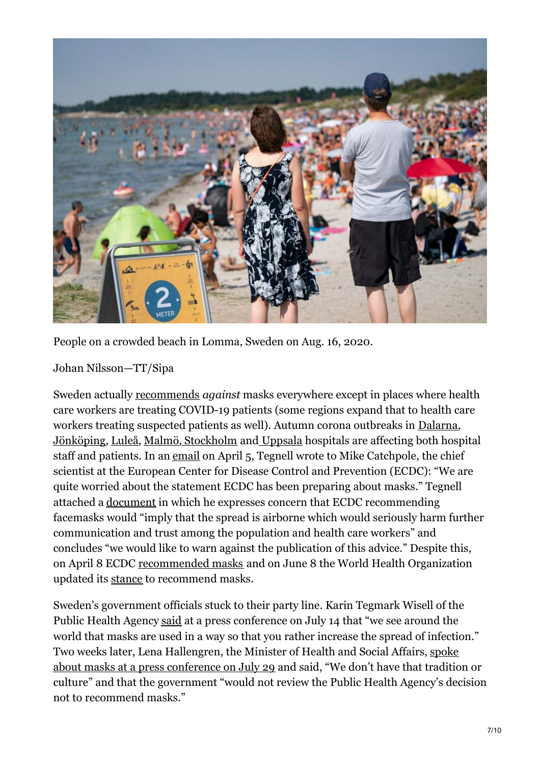People on a crowded beach in Lomma, Sweden on Aug. 16, 2020.

Johan Nilsson—TT/Sipa

Sweden actually recommends *against* masks everywhere except in places where health care workers are treating COVID-19 patients (some regions expand that to health care workers treating suspected patients as well). Autumn corona outbreaks in Dalarna, Jönköping, Luleå, Malmö, Stockholm and Uppsala hospitals are affecting both hospital staff and patients. In an email on April 5, Tegnell wrote to Mike Catchpole, the chief scientist at the European Center for Disease Control and Prevention (ECDC): "We are quite worried about the statement ECDC has been preparing about masks." Tegnell attached a document in which he expresses concern that ECDC recommending facemasks would "imply that the spread is airborne which would seriously harm further communication and trust among the population and health care workers" and concludes "we would like to warn against the publication of this advice." Despite this, on April 8 ECDC recommended masks and on June 8 the World Health Organization updated its stance to recommend masks.

Sweden's government officials stuck to their party line. Karin Tegmark Wisell of the Public Health Agency said at a press conference on July 14 that "we see around the world that masks are used in a way so that you rather increase the spread of infection." Two weeks later, Lena Hallengren, the Minister of Health and Social Affairs, spoke about masks at a press conference on July 29 and said, "We don't have that tradition or culture" and that the government "would not review the Public Health Agency's decision not to recommend masks."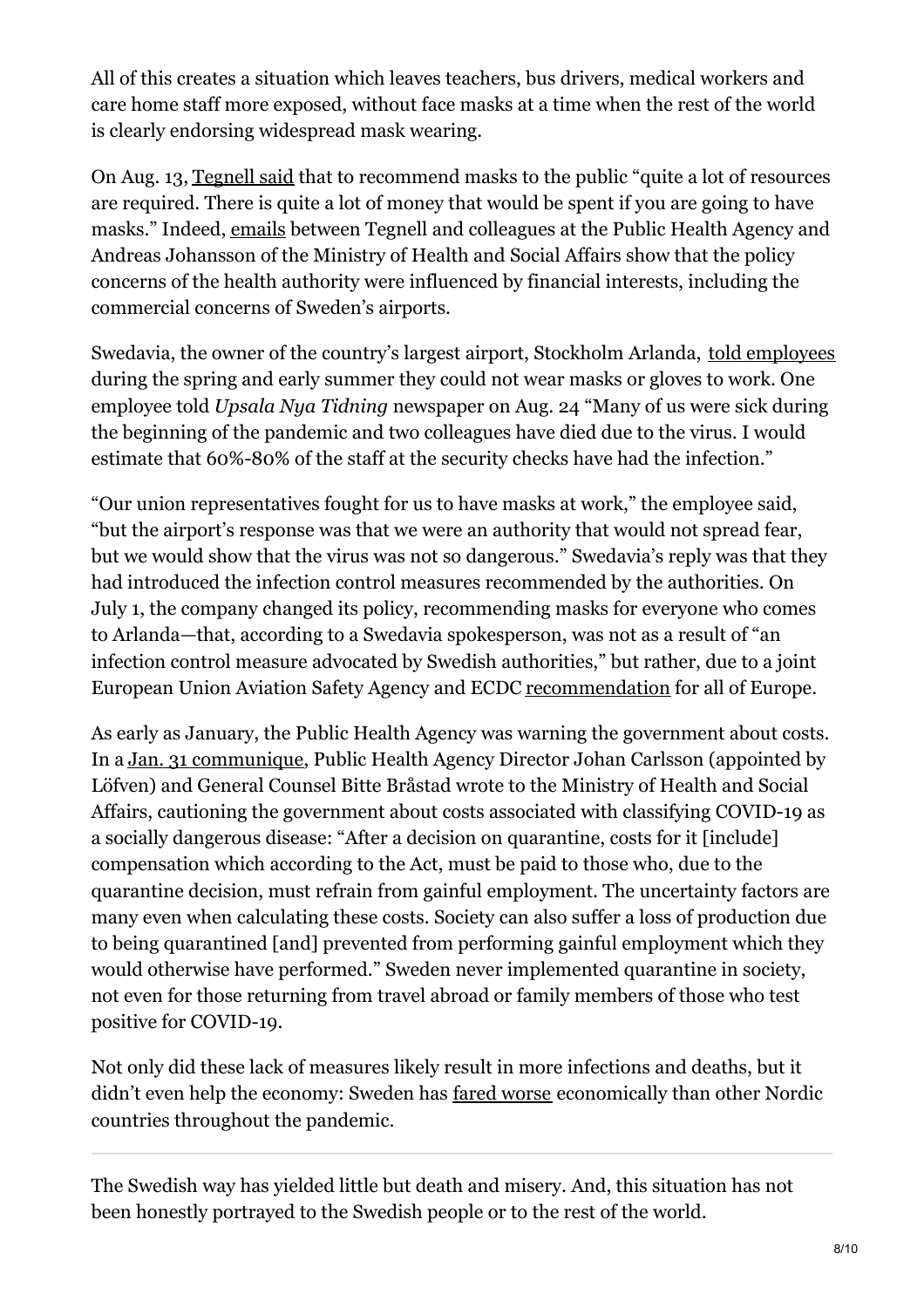All of this creates a situation which leaves teachers, bus drivers, medical workers and care home staff more exposed, without face masks at a time when the rest of the world is clearly endorsing widespread mask wearing.

On Aug. 13, Tegnell said that to recommend masks to the public "quite a lot of resources are required. There is quite a lot of money that would be spent if you are going to have masks." Indeed, emails between Tegnell and colleagues at the Public Health Agency and Andreas Johansson of the Ministry of Health and Social Affairs show that the policy concerns of the health authority were influenced by financial interests, including the commercial concerns of Sweden's airports.

Swedavia, the owner of the country's largest airport, Stockholm Arlanda, told employees during the spring and early summer they could not wear masks or gloves to work. One employee told *Upsala Nya Tidning* newspaper on Aug. 24 "Many of us were sick during the beginning of the pandemic and two colleagues have died due to the virus. I would estimate that 60%-80% of the staff at the security checks have had the infection."

"Our union representatives fought for us to have masks at work," the employee said, "but the airport's response was that we were an authority that would not spread fear, but we would show that the virus was not so dangerous." Swedavia's reply was that they had introduced the infection control measures recommended by the authorities. On July 1, the company changed its policy, recommending masks for everyone who comes to Arlanda—that, according to a Swedavia spokesperson, was not as a result of "an infection control measure advocated by Swedish authorities," but rather, due to a joint European Union Aviation Safety Agency and ECDC recommendation for all of Europe.

As early as January, the Public Health Agency was warning the government about costs. In a Jan. 31 communique, Public Health Agency Director Johan Carlsson (appointed by Löfven) and General Counsel Bitte Bråstad wrote to the Ministry of Health and Social Affairs, cautioning the government about costs associated with classifying COVID-19 as a socially dangerous disease: "After a decision on quarantine, costs for it [include] compensation which according to the Act, must be paid to those who, due to the quarantine decision, must refrain from gainful employment. The uncertainty factors are many even when calculating these costs. Society can also suffer a loss of production due to being quarantined [and] prevented from performing gainful employment which they would otherwise have performed." Sweden never implemented quarantine in society, not even for those returning from travel abroad or family members of those who test positive for COVID-19.

Not only did these lack of measures likely result in more infections and deaths, but it didn't even help the economy: Sweden has fared worse economically than other Nordic countries throughout the pandemic.

---

The Swedish way has yielded little but death and misery. And, this situation has not been honestly portrayed to the Swedish people or to the rest of the world.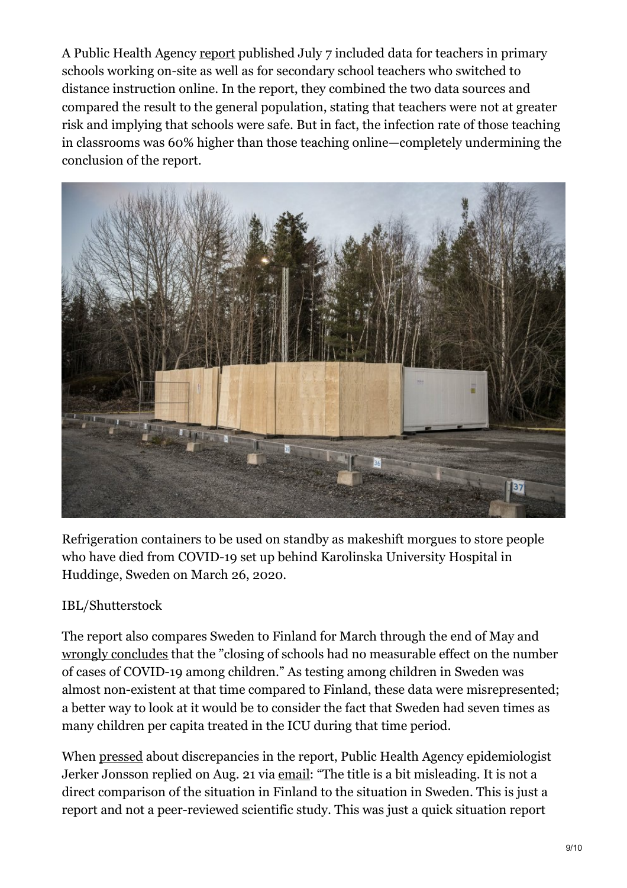A Public Health Agency report published July 7 included data for teachers in primary schools working on-site as well as for secondary school teachers who switched to distance instruction online. In the report, they combined the two data sources and compared the result to the general population, stating that teachers were not at greater risk and implying that schools were safe. But in fact, the infection rate of those teaching in classrooms was 60% higher than those teaching online—completely undermining the conclusion of the report.

Refrigeration containers to be used on standby as makeshift morgues to store people who have died from COVID-19 set up behind Karolinska University Hospital in Huddinge, Sweden on March 26, 2020.

IBL/Shutterstock

The report also compares Sweden to Finland for March through the end of May and wrongly concludes that the "closing of schools had no measurable effect on the number of cases of COVID-19 among children." As testing among children in Sweden was almost non-existent at that time compared to Finland, these data were misrepresented; a better way to look at it would be to consider the fact that Sweden had seven times as many children per capita treated in the ICU during that time period.

When pressed about discrepancies in the report, Public Health Agency epidemiologist Jerker Jonsson replied on Aug. 21 via email: "The title is a bit misleading. It is not a direct comparison of the situation in Finland to the situation in Sweden. This is just a report and not a peer-reviewed scientific study. This was just a quick situation report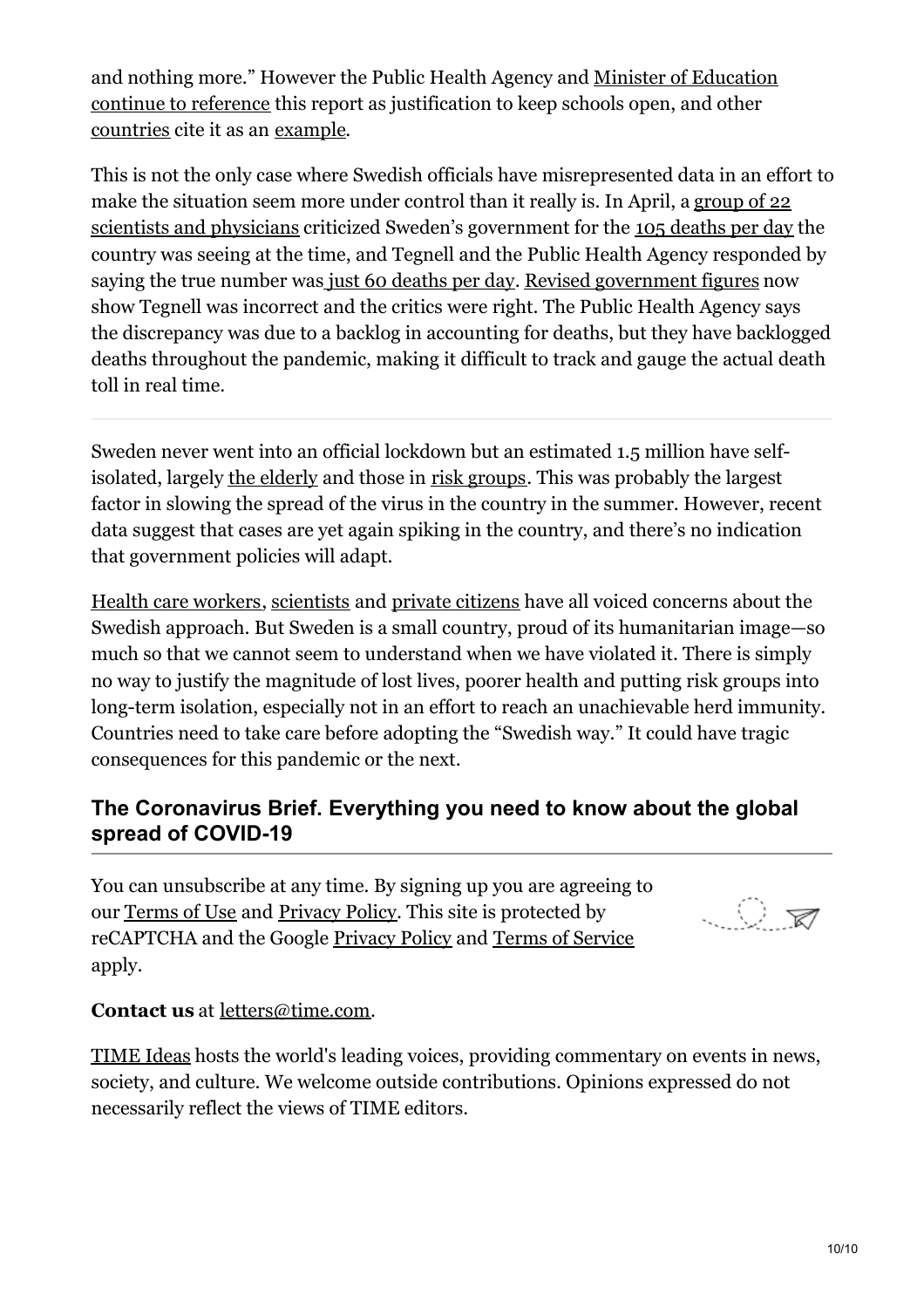and nothing more." However the Public Health Agency and Minister of Education continue to reference this report as justification to keep schools open, and other countries cite it as an example.

This is not the only case where Swedish officials have misrepresented data in an effort to make the situation seem more under control than it really is. In April, a group of 22 scientists and physicians criticized Sweden's government for the 105 deaths per day the country was seeing at the time, and Tegnell and the Public Health Agency responded by saying the true number was just 60 deaths per day. Revised government figures now show Tegnell was incorrect and the critics were right. The Public Health Agency says the discrepancy was due to a backlog in accounting for deaths, but they have backlogged deaths throughout the pandemic, making it difficult to track and gauge the actual death toll in real time.

Sweden never went into an official lockdown but an estimated 1.5 million have self-isolated, largely the elderly and those in risk groups. This was probably the largest factor in slowing the spread of the virus in the country in the summer. However, recent data suggest that cases are yet again spiking in the country, and there's no indication that government policies will adapt.

Health care workers, scientists and private citizens have all voiced concerns about the Swedish approach. But Sweden is a small country, proud of its humanitarian image—so much so that we cannot seem to understand when we have violated it. There is simply no way to justify the magnitude of lost lives, poorer health and putting risk groups into long-term isolation, especially not in an effort to reach an unachievable herd immunity. Countries need to take care before adopting the "Swedish way." It could have tragic consequences for this pandemic or the next.

## The Coronavirus Brief. Everything you need to know about the global spread of COVID-19

You can unsubscribe at any time. By signing up you are agreeing to our Terms of Use and Privacy Policy. This site is protected by reCAPTCHA and the Google Privacy Policy and Terms of Service apply.

**Contact us** at letters@time.com.

TIME Ideas hosts the world's leading voices, providing commentary on events in news, society, and culture. We welcome outside contributions. Opinions expressed do not necessarily reflect the views of TIME editors.